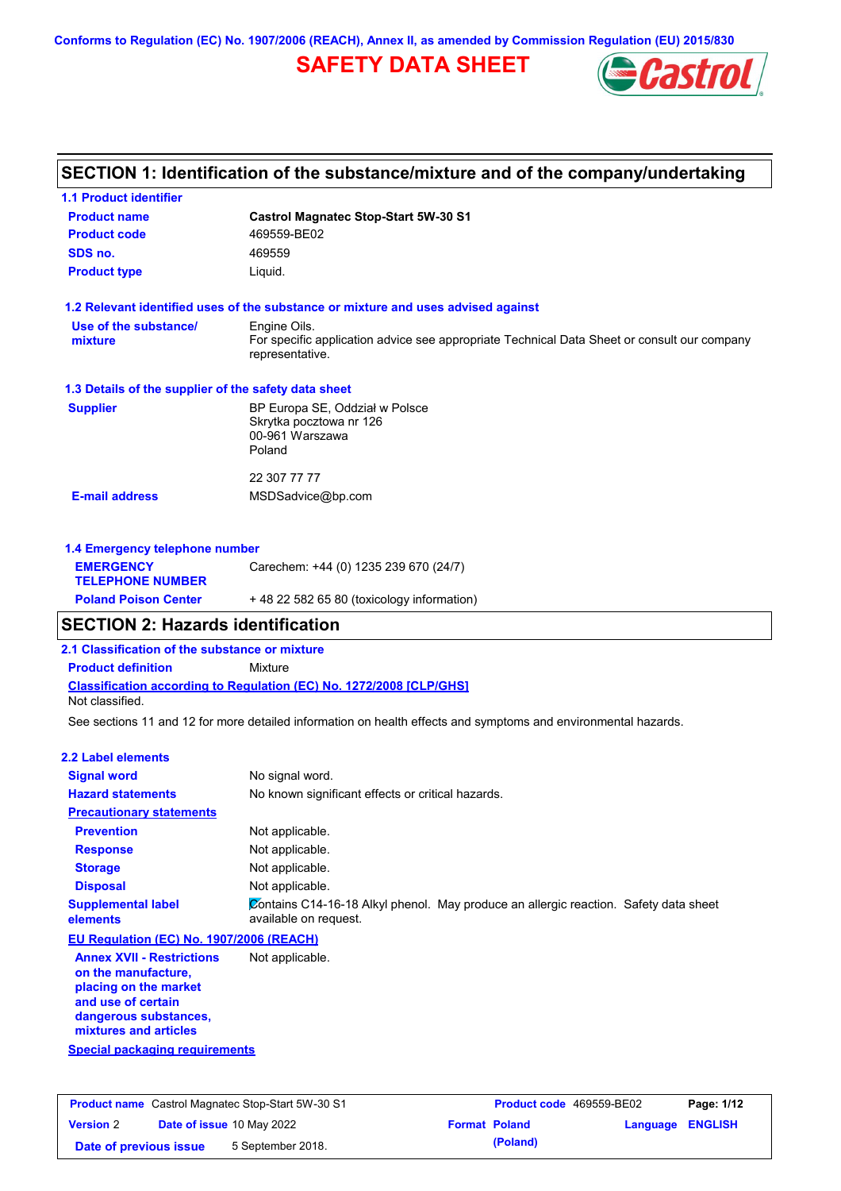Conforms to Regulation (EC) No. 1907/2006 (REACH), Annex II, as amended by Commission Regulation (EU) 2015/830

# SAFETY DATA SHEET

## SECTION 1: Identification of the substance/mixture and of the company/undertaking

### 1.1 Product identifier

| | |
|---|---|
| **Product name** | **Castrol Magnatec Stop-Start 5W-30 S1** |
| **Product code** | 469559-BE02 |
| **SDS no.** | 469559 |
| **Product type** | Liquid. |

### 1.2 Relevant identified uses of the substance or mixture and uses advised against

| | |
|---|---|
| **Use of the substance/ mixture** | Engine Oils. For specific application advice see appropriate Technical Data Sheet or consult our company representative. |

### 1.3 Details of the supplier of the safety data sheet

| | |
|---|---|
| **Supplier** | BP Europa SE, Oddział w Polsce<br>Skrytka pocztowa nr 126<br>00-961 Warszawa<br>Poland<br><br>22 307 77 77 |
| **E-mail address** | MSDSadvice@bp.com |

### 1.4 Emergency telephone number

| | |
|---|---|
| **EMERGENCY TELEPHONE NUMBER** | Carechem: +44 (0) 1235 239 670 (24/7) |
| **Poland Poison Center** | + 48 22 582 65 80 (toxicology information) |

## SECTION 2: Hazards identification

### 2.1 Classification of the substance or mixture

**Product definition** Mixture

**Classification according to Regulation (EC) No. 1272/2008 [CLP/GHS]**

Not classified.

See sections 11 and 12 for more detailed information on health effects and symptoms and environmental hazards.

### 2.2 Label elements

| | |
|---|---|
| **Signal word** | No signal word. |
| **Hazard statements** | No known significant effects or critical hazards. |

**Precautionary statements**

| | |
|---|---|
| **Prevention** | Not applicable. |
| **Response** | Not applicable. |
| **Storage** | Not applicable. |
| **Disposal** | Not applicable. |
| **Supplemental label elements** | Contains C14-16-18 Alkyl phenol. May produce an allergic reaction. Safety data sheet available on request. |

**EU Regulation (EC) No. 1907/2006 (REACH)**

| | |
|---|---|
| **Annex XVII - Restrictions on the manufacture, placing on the market and use of certain dangerous substances, mixtures and articles** | Not applicable. |

**Special packaging requirements**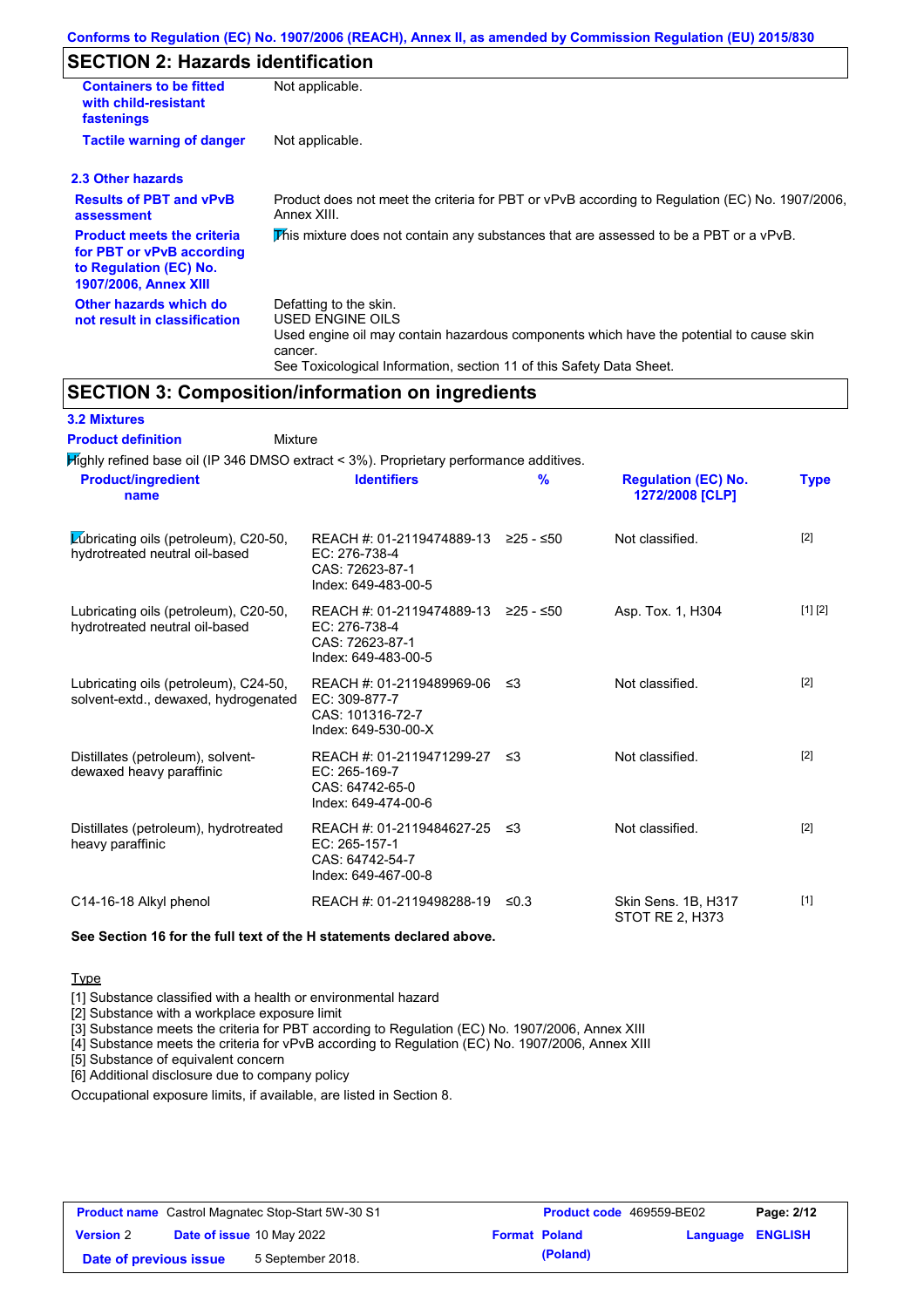## SECTION 2: Hazards identification

| | |
|---|---|
| **Containers to be fitted with child-resistant fastenings** | Not applicable. |
| **Tactile warning of danger** | Not applicable. |

### 2.3 Other hazards

| | |
|---|---|
| **Results of PBT and vPvB assessment** | Product does not meet the criteria for PBT or vPvB according to Regulation (EC) No. 1907/2006, Annex XIII. |
| **Product meets the criteria for PBT or vPvB according to Regulation (EC) No. 1907/2006, Annex XIII** | This mixture does not contain any substances that are assessed to be a PBT or a vPvB. |
| **Other hazards which do not result in classification** | Defatting to the skin. USED ENGINE OILS Used engine oil may contain hazardous components which have the potential to cause skin cancer. See Toxicological Information, section 11 of this Safety Data Sheet. |

## SECTION 3: Composition/information on ingredients

### 3.2 Mixtures

**Product definition** Mixture

Highly refined base oil (IP 346 DMSO extract < 3%). Proprietary performance additives.

| Product/ingredient name | Identifiers | % | Regulation (EC) No. 1272/2008 [CLP] | Type |
|---|---|---|---|---|
| Lubricating oils (petroleum), C20-50, hydrotreated neutral oil-based | REACH #: 01-2119474889-13<br>EC: 276-738-4<br>CAS: 72623-87-1<br>Index: 649-483-00-5 | ≥25 - ≤50 | Not classified. | [2] |
| Lubricating oils (petroleum), C20-50, hydrotreated neutral oil-based | REACH #: 01-2119474889-13<br>EC: 276-738-4<br>CAS: 72623-87-1<br>Index: 649-483-00-5 | ≥25 - ≤50 | Asp. Tox. 1, H304 | [1] [2] |
| Lubricating oils (petroleum), C24-50, solvent-extd., dewaxed, hydrogenated | REACH #: 01-2119489969-06<br>EC: 309-877-7<br>CAS: 101316-72-7<br>Index: 649-530-00-X | ≤3 | Not classified. | [2] |
| Distillates (petroleum), solvent-dewaxed heavy paraffinic | REACH #: 01-2119471299-27<br>EC: 265-169-7<br>CAS: 64742-65-0<br>Index: 649-474-00-6 | ≤3 | Not classified. | [2] |
| Distillates (petroleum), hydrotreated heavy paraffinic | REACH #: 01-2119484627-25<br>EC: 265-157-1<br>CAS: 64742-54-7<br>Index: 649-467-00-8 | ≤3 | Not classified. | [2] |
| C14-16-18 Alkyl phenol | REACH #: 01-2119498288-19 | ≤0.3 | Skin Sens. 1B, H317<br>STOT RE 2, H373 | [1] |

**See Section 16 for the full text of the H statements declared above.**

Type

[1] Substance classified with a health or environmental hazard
[2] Substance with a workplace exposure limit
[3] Substance meets the criteria for PBT according to Regulation (EC) No. 1907/2006, Annex XIII
[4] Substance meets the criteria for vPvB according to Regulation (EC) No. 1907/2006, Annex XIII
[5] Substance of equivalent concern
[6] Additional disclosure due to company policy

Occupational exposure limits, if available, are listed in Section 8.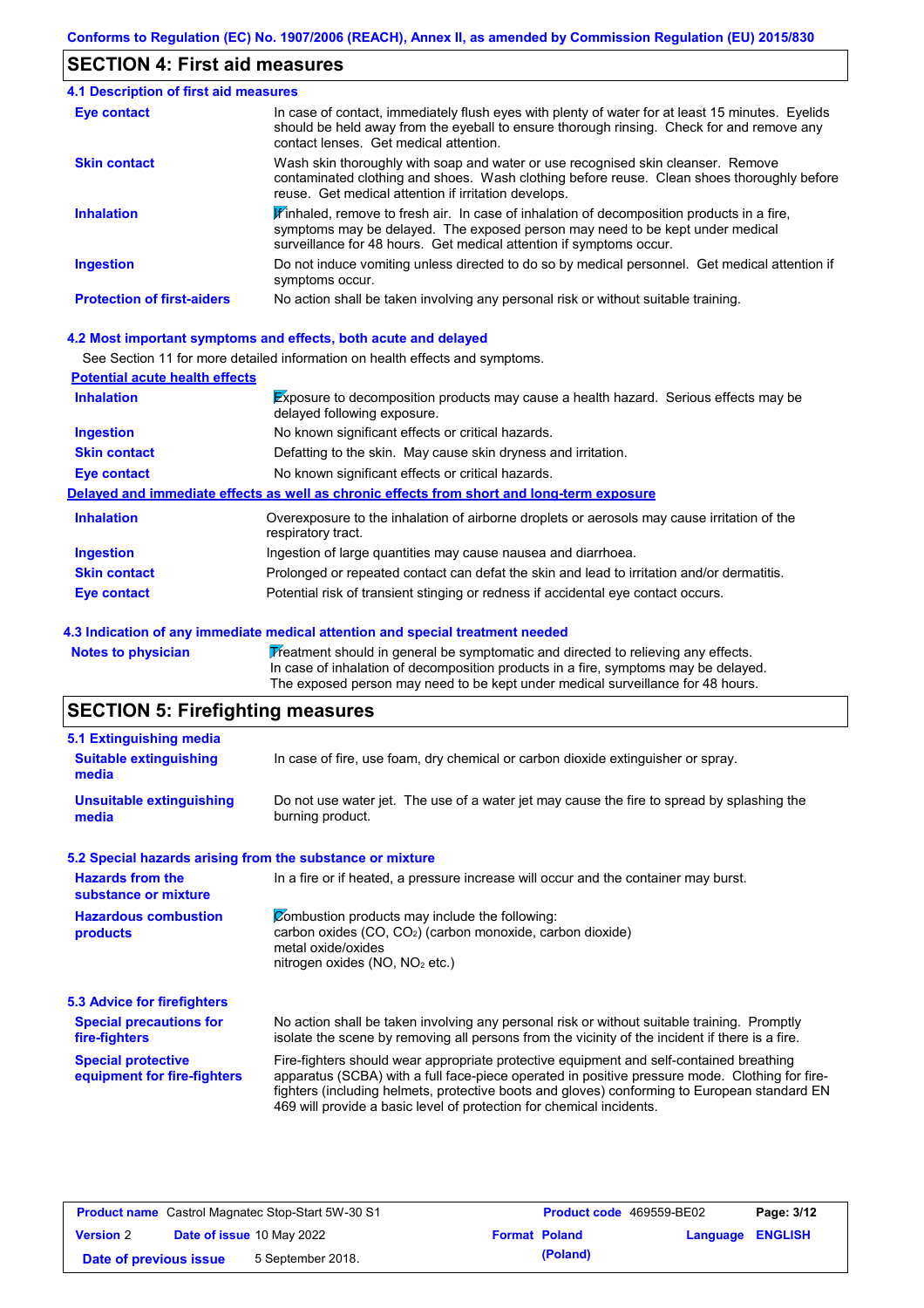## SECTION 4: First aid measures

### 4.1 Description of first aid measures

| | |
|---|---|
| **Eye contact** | In case of contact, immediately flush eyes with plenty of water for at least 15 minutes. Eyelids should be held away from the eyeball to ensure thorough rinsing. Check for and remove any contact lenses. Get medical attention. |
| **Skin contact** | Wash skin thoroughly with soap and water or use recognised skin cleanser. Remove contaminated clothing and shoes. Wash clothing before reuse. Clean shoes thoroughly before reuse. Get medical attention if irritation develops. |
| **Inhalation** | If inhaled, remove to fresh air. In case of inhalation of decomposition products in a fire, symptoms may be delayed. The exposed person may need to be kept under medical surveillance for 48 hours. Get medical attention if symptoms occur. |
| **Ingestion** | Do not induce vomiting unless directed to do so by medical personnel. Get medical attention if symptoms occur. |
| **Protection of first-aiders** | No action shall be taken involving any personal risk or without suitable training. |

### 4.2 Most important symptoms and effects, both acute and delayed

See Section 11 for more detailed information on health effects and symptoms.

**Potential acute health effects**

| | |
|---|---|
| **Inhalation** | Exposure to decomposition products may cause a health hazard. Serious effects may be delayed following exposure. |
| **Ingestion** | No known significant effects or critical hazards. |
| **Skin contact** | Defatting to the skin. May cause skin dryness and irritation. |
| **Eye contact** | No known significant effects or critical hazards. |

**Delayed and immediate effects as well as chronic effects from short and long-term exposure**

| | |
|---|---|
| **Inhalation** | Overexposure to the inhalation of airborne droplets or aerosols may cause irritation of the respiratory tract. |
| **Ingestion** | Ingestion of large quantities may cause nausea and diarrhoea. |
| **Skin contact** | Prolonged or repeated contact can defat the skin and lead to irritation and/or dermatitis. |
| **Eye contact** | Potential risk of transient stinging or redness if accidental eye contact occurs. |

### 4.3 Indication of any immediate medical attention and special treatment needed

| | |
|---|---|
| **Notes to physician** | Treatment should in general be symptomatic and directed to relieving any effects. In case of inhalation of decomposition products in a fire, symptoms may be delayed. The exposed person may need to be kept under medical surveillance for 48 hours. |

## SECTION 5: Firefighting measures

### 5.1 Extinguishing media

| | |
|---|---|
| **Suitable extinguishing media** | In case of fire, use foam, dry chemical or carbon dioxide extinguisher or spray. |
| **Unsuitable extinguishing media** | Do not use water jet. The use of a water jet may cause the fire to spread by splashing the burning product. |

### 5.2 Special hazards arising from the substance or mixture

| | |
|---|---|
| **Hazards from the substance or mixture** | In a fire or if heated, a pressure increase will occur and the container may burst. |
| **Hazardous combustion products** | Combustion products may include the following:<br>carbon oxides (CO, $CO_2$) (carbon monoxide, carbon dioxide)<br>metal oxide/oxides<br>nitrogen oxides (NO, $NO_2$ etc.) |

### 5.3 Advice for firefighters

| | |
|---|---|
| **Special precautions for fire-fighters** | No action shall be taken involving any personal risk or without suitable training. Promptly isolate the scene by removing all persons from the vicinity of the incident if there is a fire. |
| **Special protective equipment for fire-fighters** | Fire-fighters should wear appropriate protective equipment and self-contained breathing apparatus (SCBA) with a full face-piece operated in positive pressure mode. Clothing for fire-fighters (including helmets, protective boots and gloves) conforming to European standard EN 469 will provide a basic level of protection for chemical incidents. |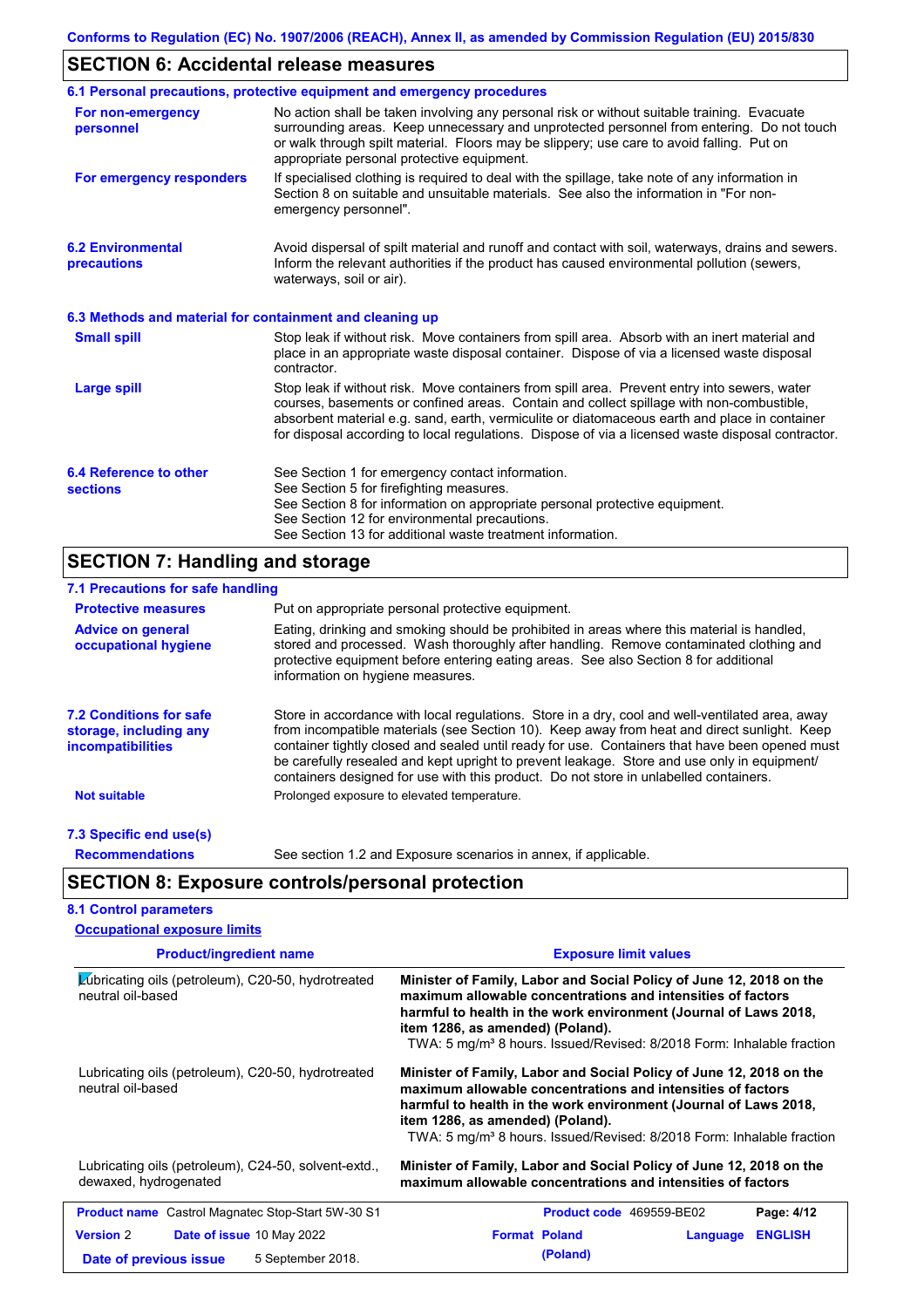## SECTION 6: Accidental release measures

### 6.1 Personal precautions, protective equipment and emergency procedures

**For non-emergency personnel**

No action shall be taken involving any personal risk or without suitable training. Evacuate surrounding areas. Keep unnecessary and unprotected personnel from entering. Do not touch or walk through spilt material. Floors may be slippery; use care to avoid falling. Put on appropriate personal protective equipment.

**For emergency responders**

If specialised clothing is required to deal with the spillage, take note of any information in Section 8 on suitable and unsuitable materials. See also the information in "For non-emergency personnel".

### 6.2 Environmental precautions

Avoid dispersal of spilt material and runoff and contact with soil, waterways, drains and sewers. Inform the relevant authorities if the product has caused environmental pollution (sewers, waterways, soil or air).

### 6.3 Methods and material for containment and cleaning up

**Small spill**

Stop leak if without risk. Move containers from spill area. Absorb with an inert material and place in an appropriate waste disposal container. Dispose of via a licensed waste disposal contractor.

**Large spill**

Stop leak if without risk. Move containers from spill area. Prevent entry into sewers, water courses, basements or confined areas. Contain and collect spillage with non-combustible, absorbent material e.g. sand, earth, vermiculite or diatomaceous earth and place in container for disposal according to local regulations. Dispose of via a licensed waste disposal contractor.

### 6.4 Reference to other sections

See Section 1 for emergency contact information.
See Section 5 for firefighting measures.
See Section 8 for information on appropriate personal protective equipment.
See Section 12 for environmental precautions.
See Section 13 for additional waste treatment information.

## SECTION 7: Handling and storage

### 7.1 Precautions for safe handling

**Protective measures**

Put on appropriate personal protective equipment.

**Advice on general occupational hygiene**

Eating, drinking and smoking should be prohibited in areas where this material is handled, stored and processed. Wash thoroughly after handling. Remove contaminated clothing and protective equipment before entering eating areas. See also Section 8 for additional information on hygiene measures.

### 7.2 Conditions for safe storage, including any incompatibilities

Store in accordance with local regulations. Store in a dry, cool and well-ventilated area, away from incompatible materials (see Section 10). Keep away from heat and direct sunlight. Keep container tightly closed and sealed until ready for use. Containers that have been opened must be carefully resealed and kept upright to prevent leakage. Store and use only in equipment/ containers designed for use with this product. Do not store in unlabelled containers.

**Not suitable**

Prolonged exposure to elevated temperature.

### 7.3 Specific end use(s)

**Recommendations**

See section 1.2 and Exposure scenarios in annex, if applicable.

## SECTION 8: Exposure controls/personal protection

### 8.1 Control parameters

**Occupational exposure limits**

| Product/ingredient name | Exposure limit values |
|---|---|
| Lubricating oils (petroleum), C20-50, hydrotreated neutral oil-based | **Minister of Family, Labor and Social Policy of June 12, 2018 on the maximum allowable concentrations and intensities of factors harmful to health in the work environment (Journal of Laws 2018, item 1286, as amended) (Poland).** TWA: 5 mg/m³ 8 hours. Issued/Revised: 8/2018 Form: Inhalable fraction |
| Lubricating oils (petroleum), C20-50, hydrotreated neutral oil-based | **Minister of Family, Labor and Social Policy of June 12, 2018 on the maximum allowable concentrations and intensities of factors harmful to health in the work environment (Journal of Laws 2018, item 1286, as amended) (Poland).** TWA: 5 mg/m³ 8 hours. Issued/Revised: 8/2018 Form: Inhalable fraction |
| Lubricating oils (petroleum), C24-50, solvent-extd., dewaxed, hydrogenated | **Minister of Family, Labor and Social Policy of June 12, 2018 on the maximum allowable concentrations and intensities of factors** |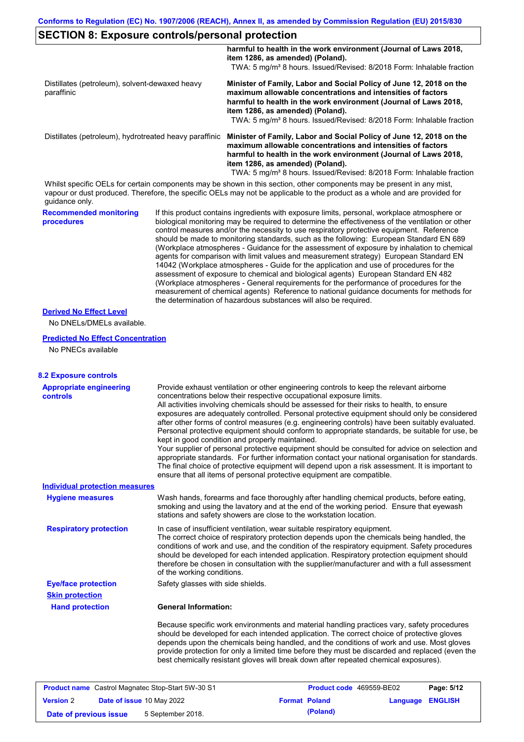## SECTION 8: Exposure controls/personal protection

| | |
|---|---|
| | **harmful to health in the work environment (Journal of Laws 2018, item 1286, as amended) (Poland).** TWA: 5 mg/m³ 8 hours. Issued/Revised: 8/2018 Form: Inhalable fraction |
| Distillates (petroleum), solvent-dewaxed heavy paraffinic | **Minister of Family, Labor and Social Policy of June 12, 2018 on the maximum allowable concentrations and intensities of factors harmful to health in the work environment (Journal of Laws 2018, item 1286, as amended) (Poland).** TWA: 5 mg/m³ 8 hours. Issued/Revised: 8/2018 Form: Inhalable fraction |
| Distillates (petroleum), hydrotreated heavy paraffinic | **Minister of Family, Labor and Social Policy of June 12, 2018 on the maximum allowable concentrations and intensities of factors harmful to health in the work environment (Journal of Laws 2018, item 1286, as amended) (Poland).** TWA: 5 mg/m³ 8 hours. Issued/Revised: 8/2018 Form: Inhalable fraction |

Whilst specific OELs for certain components may be shown in this section, other components may be present in any mist, vapour or dust produced. Therefore, the specific OELs may not be applicable to the product as a whole and are provided for guidance only.

**Recommended monitoring procedures**

If this product contains ingredients with exposure limits, personal, workplace atmosphere or biological monitoring may be required to determine the effectiveness of the ventilation or other control measures and/or the necessity to use respiratory protective equipment. Reference should be made to monitoring standards, such as the following: European Standard EN 689 (Workplace atmospheres - Guidance for the assessment of exposure by inhalation to chemical agents for comparison with limit values and measurement strategy) European Standard EN 14042 (Workplace atmospheres - Guide for the application and use of procedures for the assessment of exposure to chemical and biological agents) European Standard EN 482 (Workplace atmospheres - General requirements for the performance of procedures for the measurement of chemical agents) Reference to national guidance documents for methods for the determination of hazardous substances will also be required.

**Derived No Effect Level**

No DNELs/DMELs available.

**Predicted No Effect Concentration**

No PNECs available

### 8.2 Exposure controls

**Appropriate engineering controls**

Provide exhaust ventilation or other engineering controls to keep the relevant airborne concentrations below their respective occupational exposure limits.
All activities involving chemicals should be assessed for their risks to health, to ensure exposures are adequately controlled. Personal protective equipment should only be considered after other forms of control measures (e.g. engineering controls) have been suitably evaluated. Personal protective equipment should conform to appropriate standards, be suitable for use, be kept in good condition and properly maintained.
Your supplier of personal protective equipment should be consulted for advice on selection and appropriate standards. For further information contact your national organisation for standards.
The final choice of protective equipment will depend upon a risk assessment. It is important to ensure that all items of personal protective equipment are compatible.

**Individual protection measures**

**Hygiene measures**

Wash hands, forearms and face thoroughly after handling chemical products, before eating, smoking and using the lavatory and at the end of the working period. Ensure that eyewash stations and safety showers are close to the workstation location.

**Respiratory protection**

In case of insufficient ventilation, wear suitable respiratory equipment.
The correct choice of respiratory protection depends upon the chemicals being handled, the conditions of work and use, and the condition of the respiratory equipment. Safety procedures should be developed for each intended application. Respiratory protection equipment should therefore be chosen in consultation with the supplier/manufacturer and with a full assessment of the working conditions.

**Eye/face protection**

Safety glasses with side shields.

**Skin protection**

**Hand protection**

**General Information:**

Because specific work environments and material handling practices vary, safety procedures should be developed for each intended application. The correct choice of protective gloves depends upon the chemicals being handled, and the conditions of work and use. Most gloves provide protection for only a limited time before they must be discarded and replaced (even the best chemically resistant gloves will break down after repeated chemical exposures).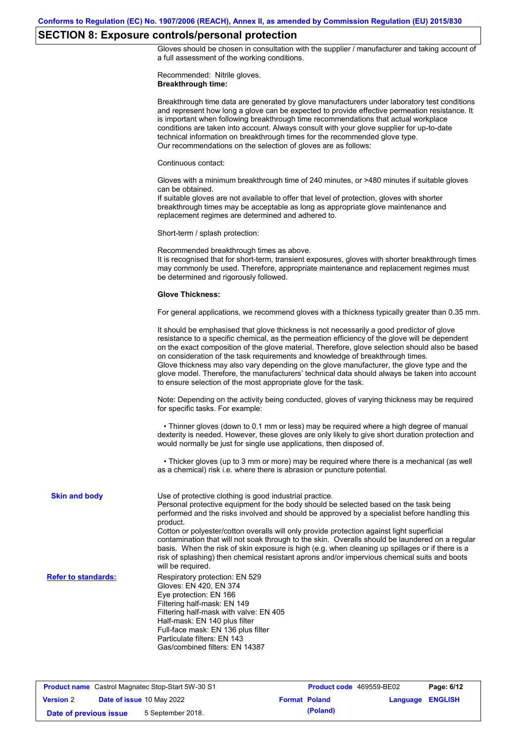## SECTION 8: Exposure controls/personal protection

Gloves should be chosen in consultation with the supplier / manufacturer and taking account of a full assessment of the working conditions.

Recommended: Nitrile gloves.

**Breakthrough time:**

Breakthrough time data are generated by glove manufacturers under laboratory test conditions and represent how long a glove can be expected to provide effective permeation resistance. It is important when following breakthrough time recommendations that actual workplace conditions are taken into account. Always consult with your glove supplier for up-to-date technical information on breakthrough times for the recommended glove type.
Our recommendations on the selection of gloves are as follows:

Continuous contact:

Gloves with a minimum breakthrough time of 240 minutes, or >480 minutes if suitable gloves can be obtained.
If suitable gloves are not available to offer that level of protection, gloves with shorter breakthrough times may be acceptable as long as appropriate glove maintenance and replacement regimes are determined and adhered to.

Short-term / splash protection:

Recommended breakthrough times as above.
It is recognised that for short-term, transient exposures, gloves with shorter breakthrough times may commonly be used. Therefore, appropriate maintenance and replacement regimes must be determined and rigorously followed.

**Glove Thickness:**

For general applications, we recommend gloves with a thickness typically greater than 0.35 mm.

It should be emphasised that glove thickness is not necessarily a good predictor of glove resistance to a specific chemical, as the permeation efficiency of the glove will be dependent on the exact composition of the glove material. Therefore, glove selection should also be based on consideration of the task requirements and knowledge of breakthrough times.
Glove thickness may also vary depending on the glove manufacturer, the glove type and the glove model. Therefore, the manufacturers' technical data should always be taken into account to ensure selection of the most appropriate glove for the task.

Note: Depending on the activity being conducted, gloves of varying thickness may be required for specific tasks. For example:

- Thinner gloves (down to 0.1 mm or less) may be required where a high degree of manual dexterity is needed. However, these gloves are only likely to give short duration protection and would normally be just for single use applications, then disposed of.

- Thicker gloves (up to 3 mm or more) may be required where there is a mechanical (as well as a chemical) risk i.e. where there is abrasion or puncture potential.

**Skin and body**

Use of protective clothing is good industrial practice.
Personal protective equipment for the body should be selected based on the task being performed and the risks involved and should be approved by a specialist before handling this product.
Cotton or polyester/cotton overalls will only provide protection against light superficial contamination that will not soak through to the skin. Overalls should be laundered on a regular basis. When the risk of skin exposure is high (e.g. when cleaning up spillages or if there is a risk of splashing) then chemical resistant aprons and/or impervious chemical suits and boots will be required.

**Refer to standards:**

Respiratory protection: EN 529
Gloves: EN 420, EN 374
Eye protection: EN 166
Filtering half-mask: EN 149
Filtering half-mask with valve: EN 405
Half-mask: EN 140 plus filter
Full-face mask: EN 136 plus filter
Particulate filters: EN 143
Gas/combined filters: EN 14387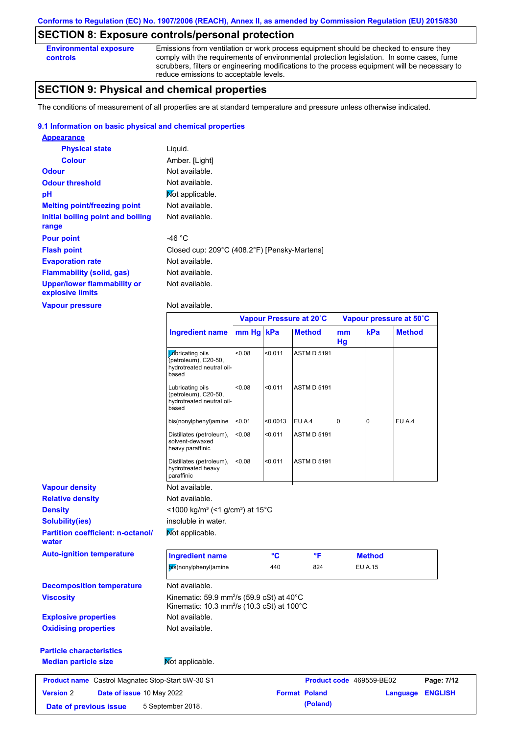## SECTION 8: Exposure controls/personal protection

**Environmental exposure controls**: Emissions from ventilation or work process equipment should be checked to ensure they comply with the requirements of environmental protection legislation. In some cases, fume scrubbers, filters or engineering modifications to the process equipment will be necessary to reduce emissions to acceptable levels.

## SECTION 9: Physical and chemical properties

The conditions of measurement of all properties are at standard temperature and pressure unless otherwise indicated.

### 9.1 Information on basic physical and chemical properties

**Appearance**

- **Physical state**: Liquid.
- **Colour**: Amber. [Light]

**Odour**: Not available.

**Odour threshold**: Not available.

**pH**: Not applicable.

**Melting point/freezing point**: Not available.

**Initial boiling point and boiling range**: Not available.

**Pour point**: -46 °C

**Flash point**: Closed cup: 209°C (408.2°F) [Pensky-Martens]

**Evaporation rate**: Not available.

**Flammability (solid, gas)**: Not available.

**Upper/lower flammability or explosive limits**: Not available.

**Vapour pressure**: Not available.

| | Vapour Pressure at 20˚C | | | Vapour pressure at 50˚C | | |
|---|---|---|---|---|---|---|
| **Ingredient name** | **mm Hg** | **kPa** | **Method** | **mm Hg** | **kPa** | **Method** |
| Lubricating oils (petroleum), C20-50, hydrotreated neutral oil-based | <0.08 | <0.011 | ASTM D 5191 | | | |
| Lubricating oils (petroleum), C20-50, hydrotreated neutral oil-based | <0.08 | <0.011 | ASTM D 5191 | | | |
| bis(nonylphenyl)amine | <0.01 | <0.0013 | EU A.4 | 0 | 0 | EU A.4 |
| Distillates (petroleum), solvent-dewaxed heavy paraffinic | <0.08 | <0.011 | ASTM D 5191 | | | |
| Distillates (petroleum), hydrotreated heavy paraffinic | <0.08 | <0.011 | ASTM D 5191 | | | |

**Vapour density**: Not available.

**Relative density**: Not available.

**Density**: <1000 kg/m³ (<1 g/cm³) at 15°C

**Solubility(ies)**: insoluble in water.

**Partition coefficient: n-octanol/water**: Not applicable.

**Auto-ignition temperature**:

| Ingredient name | °C | °F | Method |
|---|---|---|---|
| bis(nonylphenyl)amine | 440 | 824 | EU A.15 |

**Decomposition temperature**: Not available.

**Viscosity**: Kinematic: 59.9 mm²/s (59.9 cSt) at 40°C
Kinematic: 10.3 mm²/s (10.3 cSt) at 100°C

**Explosive properties**: Not available.

**Oxidising properties**: Not available.

**Particle characteristics**

**Median particle size**: Not applicable.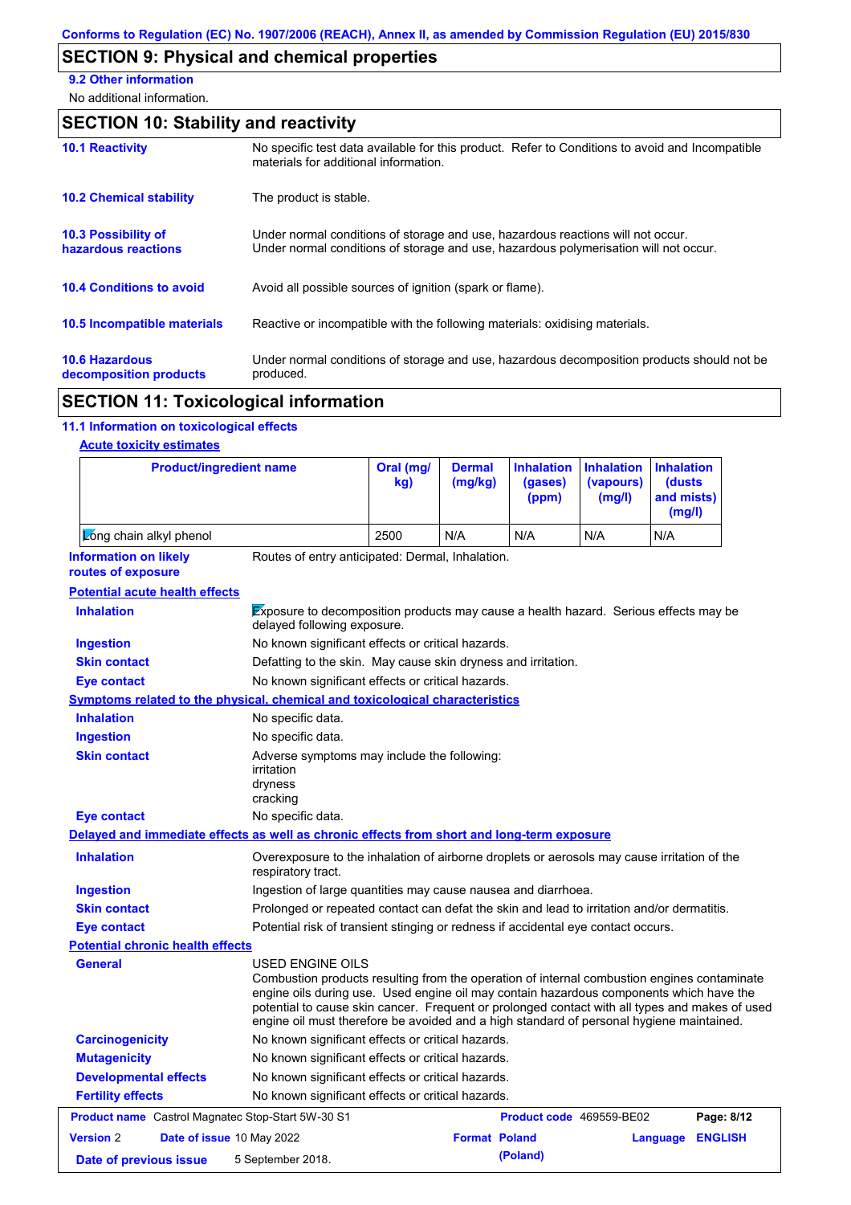## SECTION 9: Physical and chemical properties

**9.2 Other information**

No additional information.

## SECTION 10: Stability and reactivity

**10.1 Reactivity**
No specific test data available for this product. Refer to Conditions to avoid and Incompatible materials for additional information.

**10.2 Chemical stability**
The product is stable.

**10.3 Possibility of hazardous reactions**
Under normal conditions of storage and use, hazardous reactions will not occur.
Under normal conditions of storage and use, hazardous polymerisation will not occur.

**10.4 Conditions to avoid**
Avoid all possible sources of ignition (spark or flame).

**10.5 Incompatible materials**
Reactive or incompatible with the following materials: oxidising materials.

**10.6 Hazardous decomposition products**
Under normal conditions of storage and use, hazardous decomposition products should not be produced.

## SECTION 11: Toxicological information

**11.1 Information on toxicological effects**

**Acute toxicity estimates**

| Product/ingredient name | Oral (mg/kg) | Dermal (mg/kg) | Inhalation (gases) (ppm) | Inhalation (vapours) (mg/l) | Inhalation (dusts and mists) (mg/l) |
|---|---|---|---|---|---|
| Long chain alkyl phenol | 2500 | N/A | N/A | N/A | N/A |

**Information on likely routes of exposure**
Routes of entry anticipated: Dermal, Inhalation.

**Potential acute health effects**

**Inhalation**: Exposure to decomposition products may cause a health hazard. Serious effects may be delayed following exposure.

**Ingestion**: No known significant effects or critical hazards.

**Skin contact**: Defatting to the skin. May cause skin dryness and irritation.

**Eye contact**: No known significant effects or critical hazards.

**Symptoms related to the physical, chemical and toxicological characteristics**

**Inhalation**: No specific data.

**Ingestion**: No specific data.

**Skin contact**: Adverse symptoms may include the following:
irritation
dryness
cracking

**Eye contact**: No specific data.

**Delayed and immediate effects as well as chronic effects from short and long-term exposure**

**Inhalation**: Overexposure to the inhalation of airborne droplets or aerosols may cause irritation of the respiratory tract.

**Ingestion**: Ingestion of large quantities may cause nausea and diarrhoea.

**Skin contact**: Prolonged or repeated contact can defat the skin and lead to irritation and/or dermatitis.

**Eye contact**: Potential risk of transient stinging or redness if accidental eye contact occurs.

**Potential chronic health effects**

**General**: USED ENGINE OILS
Combustion products resulting from the operation of internal combustion engines contaminate engine oils during use. Used engine oil may contain hazardous components which have the potential to cause skin cancer. Frequent or prolonged contact with all types and makes of used engine oil must therefore be avoided and a high standard of personal hygiene maintained.

**Carcinogenicity**: No known significant effects or critical hazards.

**Mutagenicity**: No known significant effects or critical hazards.

**Developmental effects**: No known significant effects or critical hazards.

**Fertility effects**: No known significant effects or critical hazards.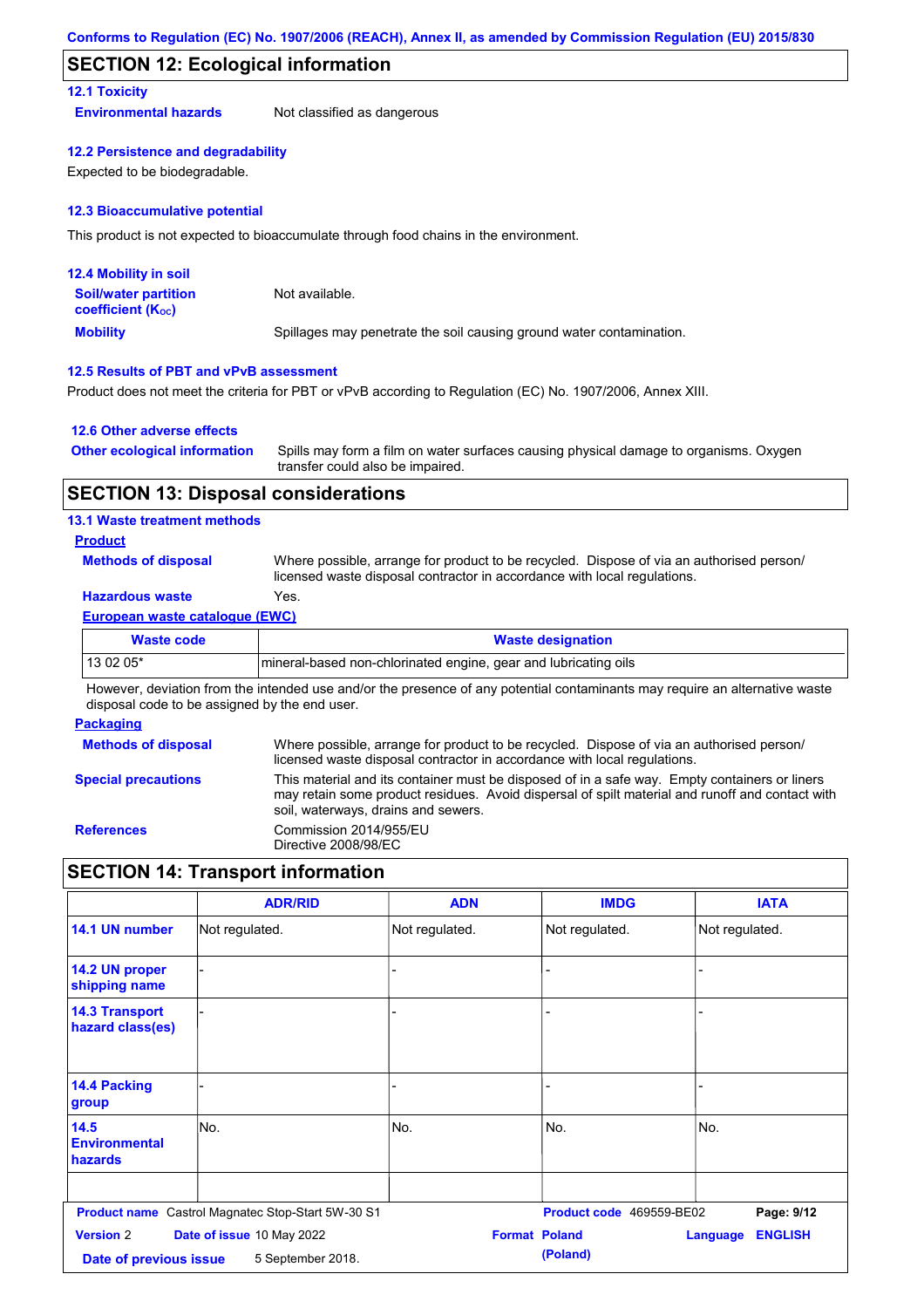## SECTION 12: Ecological information

### 12.1 Toxicity

**Environmental hazards** Not classified as dangerous

### 12.2 Persistence and degradability

Expected to be biodegradable.

### 12.3 Bioaccumulative potential

This product is not expected to bioaccumulate through food chains in the environment.

### 12.4 Mobility in soil

**Soil/water partition coefficient ($K_{OC}$)** Not available.

**Mobility** Spillages may penetrate the soil causing ground water contamination.

### 12.5 Results of PBT and vPvB assessment

Product does not meet the criteria for PBT or vPvB according to Regulation (EC) No. 1907/2006, Annex XIII.

### 12.6 Other adverse effects

**Other ecological information** Spills may form a film on water surfaces causing physical damage to organisms. Oxygen transfer could also be impaired.

## SECTION 13: Disposal considerations

### 13.1 Waste treatment methods

**Product**

**Methods of disposal** Where possible, arrange for product to be recycled. Dispose of via an authorised person/ licensed waste disposal contractor in accordance with local regulations.

**Hazardous waste** Yes.

**European waste catalogue (EWC)**

| Waste code | Waste designation |
|---|---|
| 13 02 05* | mineral-based non-chlorinated engine, gear and lubricating oils |

However, deviation from the intended use and/or the presence of any potential contaminants may require an alternative waste disposal code to be assigned by the end user.

**Packaging**

**Methods of disposal** Where possible, arrange for product to be recycled. Dispose of via an authorised person/ licensed waste disposal contractor in accordance with local regulations.

**Special precautions** This material and its container must be disposed of in a safe way. Empty containers or liners may retain some product residues. Avoid dispersal of spilt material and runoff and contact with soil, waterways, drains and sewers.

**References** Commission 2014/955/EU
Directive 2008/98/EC

## SECTION 14: Transport information

| | ADR/RID | ADN | IMDG | IATA |
|---|---|---|---|---|
| 14.1 UN number | Not regulated. | Not regulated. | Not regulated. | Not regulated. |
| 14.2 UN proper shipping name | - | - | - | - |
| 14.3 Transport hazard class(es) | - | - | - | - |
| 14.4 Packing group | - | - | - | - |
| 14.5 Environmental hazards | No. | No. | No. | No. |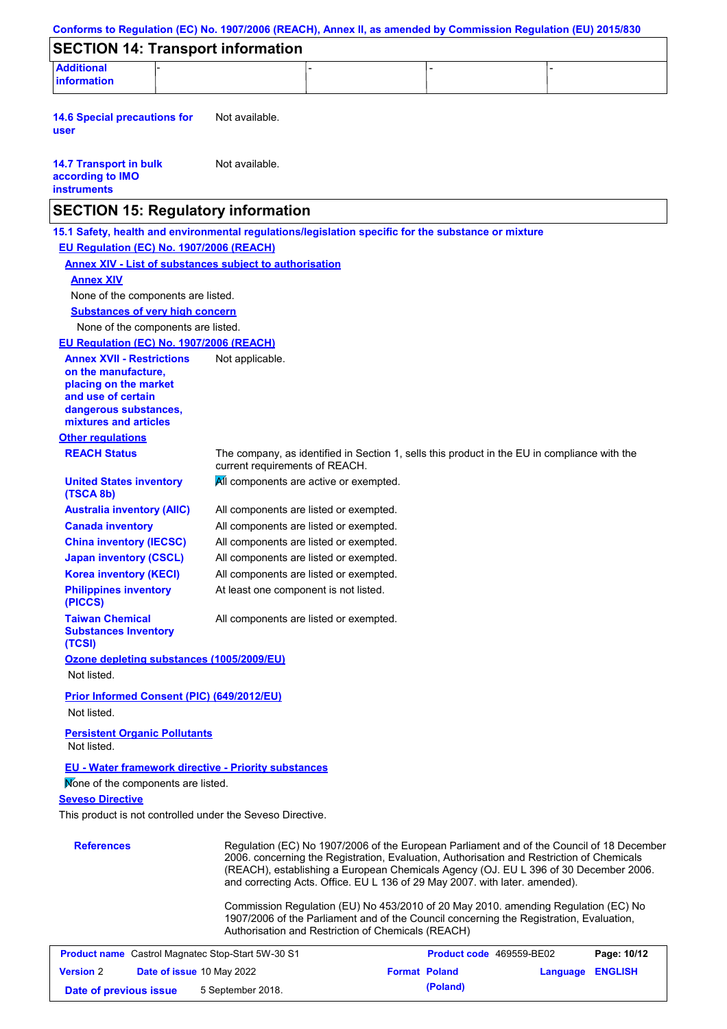## SECTION 14: Transport information

| Additional information | - | - | - | - |
|---|---|---|---|---|

**14.6 Special precautions for user**: Not available.

**14.7 Transport in bulk according to IMO instruments**: Not available.

## SECTION 15: Regulatory information

**15.1 Safety, health and environmental regulations/legislation specific for the substance or mixture**

**EU Regulation (EC) No. 1907/2006 (REACH)**

**Annex XIV - List of substances subject to authorisation**

**Annex XIV**

None of the components are listed.

**Substances of very high concern**

None of the components are listed.

**EU Regulation (EC) No. 1907/2006 (REACH)**

**Annex XVII - Restrictions on the manufacture, placing on the market and use of certain dangerous substances, mixtures and articles**: Not applicable.

**Other regulations**

| | |
|---|---|
| **REACH Status** | The company, as identified in Section 1, sells this product in the EU in compliance with the current requirements of REACH. |
| **United States inventory (TSCA 8b)** | All components are active or exempted. |
| **Australia inventory (AIIC)** | All components are listed or exempted. |
| **Canada inventory** | All components are listed or exempted. |
| **China inventory (IECSC)** | All components are listed or exempted. |
| **Japan inventory (CSCL)** | All components are listed or exempted. |
| **Korea inventory (KECI)** | All components are listed or exempted. |
| **Philippines inventory (PICCS)** | At least one component is not listed. |
| **Taiwan Chemical Substances Inventory (TCSI)** | All components are listed or exempted. |

**Ozone depleting substances (1005/2009/EU)**

Not listed.

**Prior Informed Consent (PIC) (649/2012/EU)**

Not listed.

**Persistent Organic Pollutants**

Not listed.

**EU - Water framework directive - Priority substances**

None of the components are listed.

**Seveso Directive**

This product is not controlled under the Seveso Directive.

**References**

Regulation (EC) No 1907/2006 of the European Parliament and of the Council of 18 December 2006. concerning the Registration, Evaluation, Authorisation and Restriction of Chemicals (REACH), establishing a European Chemicals Agency (OJ. EU L 396 of 30 December 2006. and correcting Acts. Office. EU L 136 of 29 May 2007. with later. amended).

Commission Regulation (EU) No 453/2010 of 20 May 2010. amending Regulation (EC) No 1907/2006 of the Parliament and of the Council concerning the Registration, Evaluation, Authorisation and Restriction of Chemicals (REACH)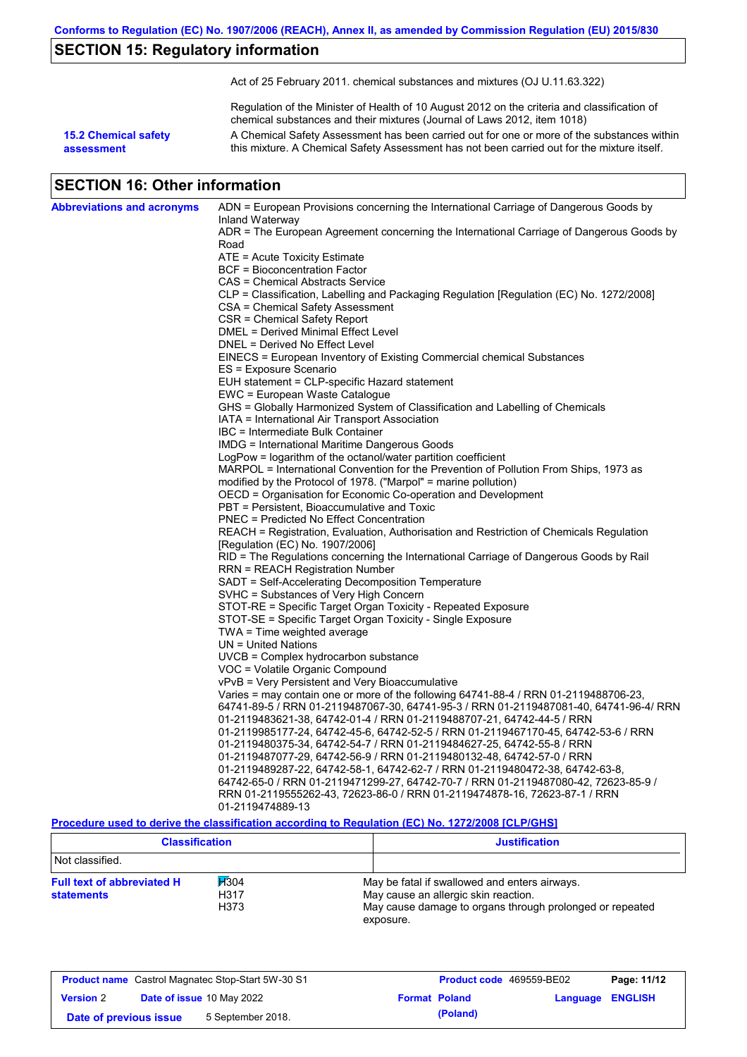## SECTION 15: Regulatory information

Act of 25 February 2011. chemical substances and mixtures (OJ U.11.63.322)

Regulation of the Minister of Health of 10 August 2012 on the criteria and classification of chemical substances and their mixtures (Journal of Laws 2012, item 1018)

**15.2 Chemical safety assessment**

A Chemical Safety Assessment has been carried out for one or more of the substances within this mixture. A Chemical Safety Assessment has not been carried out for the mixture itself.

## SECTION 16: Other information

**Abbreviations and acronyms**

ADN = European Provisions concerning the International Carriage of Dangerous Goods by Inland Waterway
ADR = The European Agreement concerning the International Carriage of Dangerous Goods by Road
ATE = Acute Toxicity Estimate
BCF = Bioconcentration Factor
CAS = Chemical Abstracts Service
CLP = Classification, Labelling and Packaging Regulation [Regulation (EC) No. 1272/2008]
CSA = Chemical Safety Assessment
CSR = Chemical Safety Report
DMEL = Derived Minimal Effect Level
DNEL = Derived No Effect Level
EINECS = European Inventory of Existing Commercial chemical Substances
ES = Exposure Scenario
EUH statement = CLP-specific Hazard statement
EWC = European Waste Catalogue
GHS = Globally Harmonized System of Classification and Labelling of Chemicals
IATA = International Air Transport Association
IBC = Intermediate Bulk Container
IMDG = International Maritime Dangerous Goods
LogPow = logarithm of the octanol/water partition coefficient
MARPOL = International Convention for the Prevention of Pollution From Ships, 1973 as modified by the Protocol of 1978. ("Marpol" = marine pollution)
OECD = Organisation for Economic Co-operation and Development
PBT = Persistent, Bioaccumulative and Toxic
PNEC = Predicted No Effect Concentration
REACH = Registration, Evaluation, Authorisation and Restriction of Chemicals Regulation [Regulation (EC) No. 1907/2006]
RID = The Regulations concerning the International Carriage of Dangerous Goods by Rail
RRN = REACH Registration Number
SADT = Self-Accelerating Decomposition Temperature
SVHC = Substances of Very High Concern
STOT-RE = Specific Target Organ Toxicity - Repeated Exposure
STOT-SE = Specific Target Organ Toxicity - Single Exposure
TWA = Time weighted average
UN = United Nations
UVCB = Complex hydrocarbon substance
VOC = Volatile Organic Compound
vPvB = Very Persistent and Very Bioaccumulative
Varies = may contain one or more of the following 64741-88-4 / RRN 01-2119488706-23, 64741-89-5 / RRN 01-2119487067-30, 64741-95-3 / RRN 01-2119487081-40, 64741-96-4/ RRN 01-2119483621-38, 64742-01-4 / RRN 01-2119488707-21, 64742-44-5 / RRN 01-2119985177-24, 64742-45-6, 64742-52-5 / RRN 01-2119467170-45, 64742-53-6 / RRN 01-2119480375-34, 64742-54-7 / RRN 01-2119484627-25, 64742-55-8 / RRN 01-2119487077-29, 64742-56-9 / RRN 01-2119480132-48, 64742-57-0 / RRN 01-2119489287-22, 64742-58-1, 64742-62-7 / RRN 01-2119480472-38, 64742-63-8, 64742-65-0 / RRN 01-2119471299-27, 64742-70-7 / RRN 01-2119487080-42, 72623-85-9 / RRN 01-2119555262-43, 72623-86-0 / RRN 01-2119474878-16, 72623-87-1 / RRN 01-2119474889-13

**Procedure used to derive the classification according to Regulation (EC) No. 1272/2008 [CLP/GHS]**

| Classification | Justification |
| --- | --- |
| Not classified. | |

**Full text of abbreviated H statements**

| | |
| --- | --- |
| H304 | May be fatal if swallowed and enters airways. |
| H317 | May cause an allergic skin reaction. |
| H373 | May cause damage to organs through prolonged or repeated exposure. |

| | | | |
| --- | --- | --- | --- |
| **Product name** Castrol Magnatec Stop-Start 5W-30 S1 | | **Product code** 469559-BE02 | |
| **Version** 2 | **Date of issue** 10 May 2022 | **Format** Poland (Poland) | **Language** ENGLISH |
| **Date of previous issue** | 5 September 2018. | | |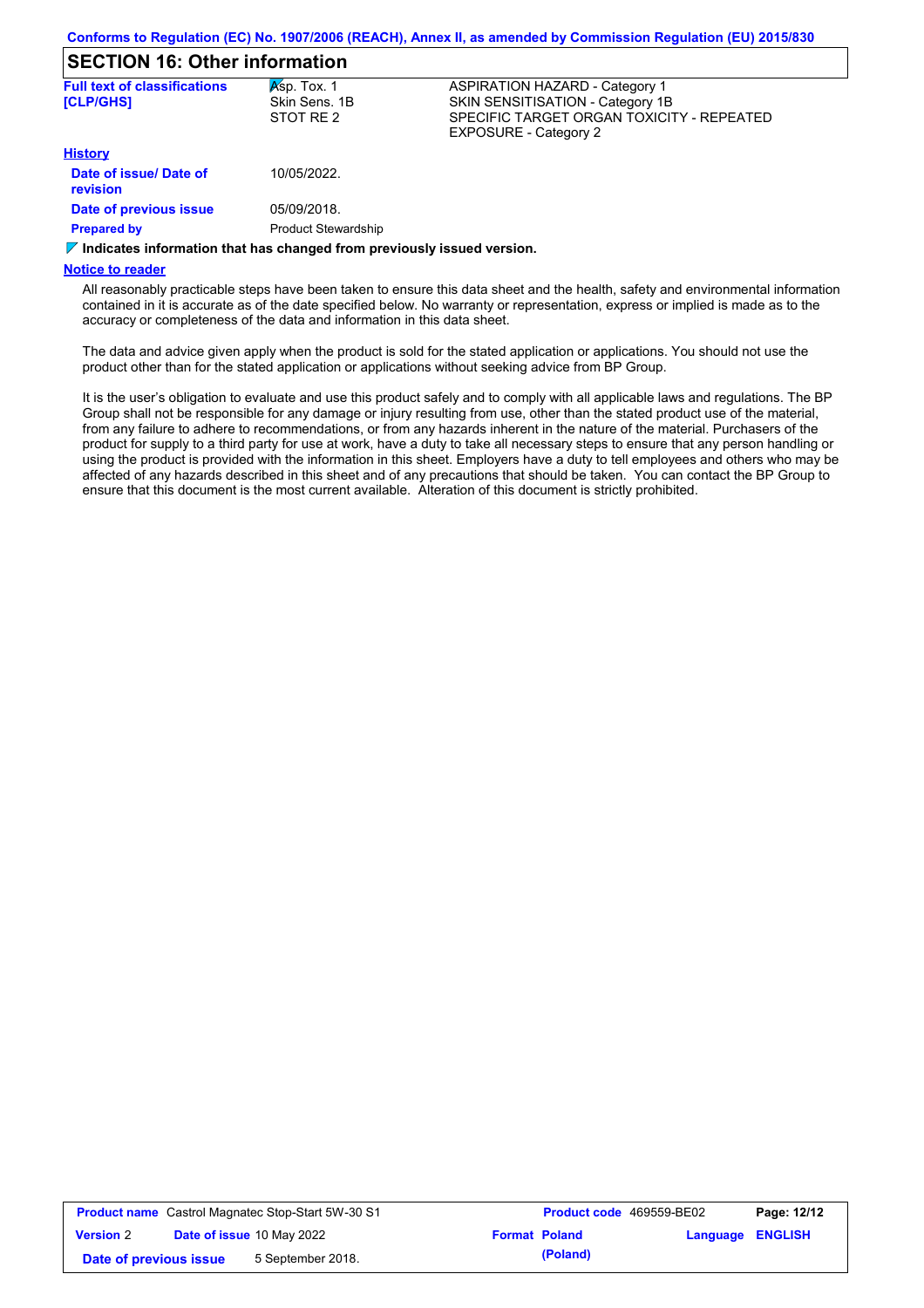## SECTION 16: Other information

| | | |
|---|---|---|
| **Full text of classifications [CLP/GHS]** | Asp. Tox. 1 | ASPIRATION HAZARD - Category 1 |
| | Skin Sens. 1B | SKIN SENSITISATION - Category 1B |
| | STOT RE 2 | SPECIFIC TARGET ORGAN TOXICITY - REPEATED EXPOSURE - Category 2 |

**History**

| | |
|---|---|
| **Date of issue/ Date of revision** | 10/05/2022. |
| **Date of previous issue** | 05/09/2018. |
| **Prepared by** | Product Stewardship |

**Indicates information that has changed from previously issued version.**

**Notice to reader**

All reasonably practicable steps have been taken to ensure this data sheet and the health, safety and environmental information contained in it is accurate as of the date specified below. No warranty or representation, express or implied is made as to the accuracy or completeness of the data and information in this data sheet.

The data and advice given apply when the product is sold for the stated application or applications. You should not use the product other than for the stated application or applications without seeking advice from BP Group.

It is the user's obligation to evaluate and use this product safely and to comply with all applicable laws and regulations. The BP Group shall not be responsible for any damage or injury resulting from use, other than the stated product use of the material, from any failure to adhere to recommendations, or from any hazards inherent in the nature of the material. Purchasers of the product for supply to a third party for use at work, have a duty to take all necessary steps to ensure that any person handling or using the product is provided with the information in this sheet. Employers have a duty to tell employees and others who may be affected of any hazards described in this sheet and of any precautions that should be taken. You can contact the BP Group to ensure that this document is the most current available. Alteration of this document is strictly prohibited.